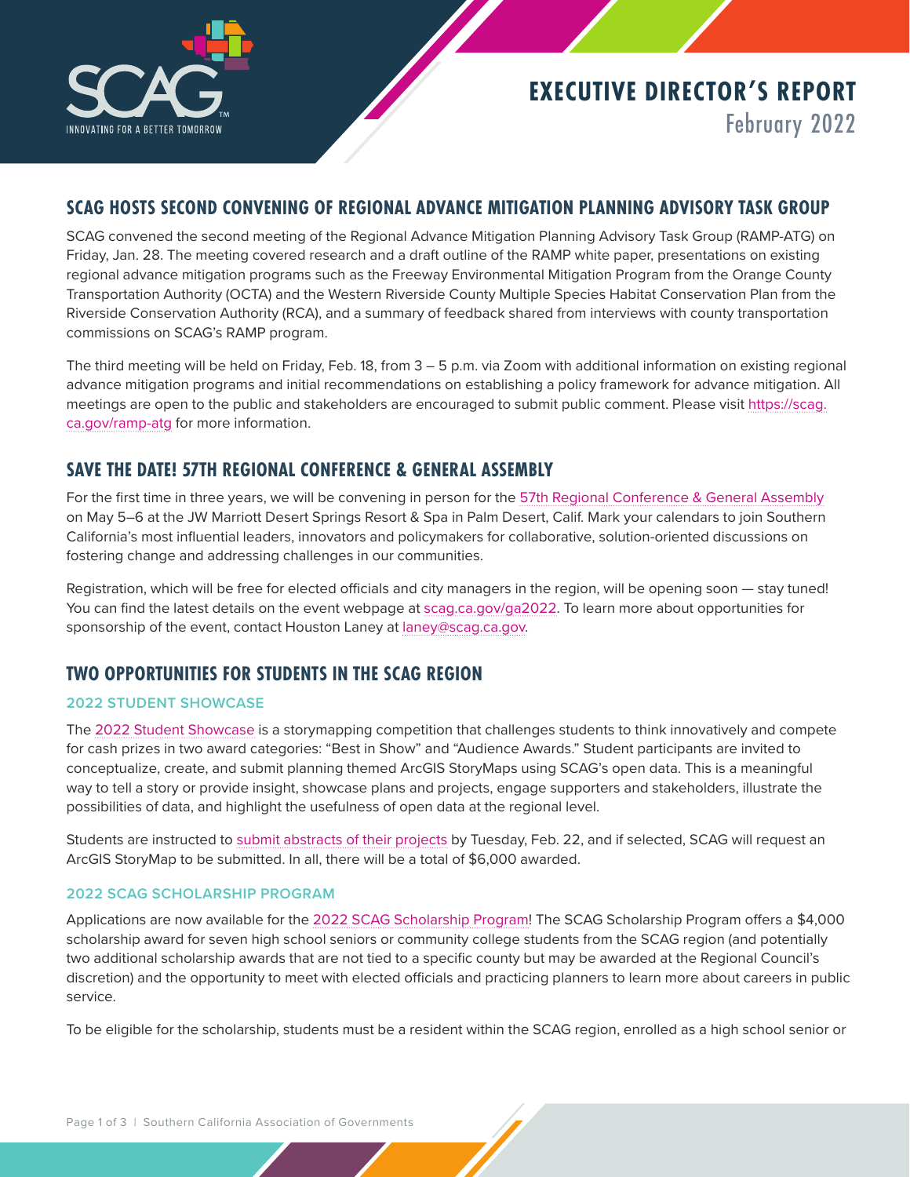# EXECUTIVE DIRECTOR'S REPORT
February 2022

## SCAG HOSTS SECOND CONVENING OF REGIONAL ADVANCE MITIGATION PLANNING ADVISORY TASK GROUP

SCAG convened the second meeting of the Regional Advance Mitigation Planning Advisory Task Group (RAMP-ATG) on Friday, Jan. 28. The meeting covered research and a draft outline of the RAMP white paper, presentations on existing regional advance mitigation programs such as the Freeway Environmental Mitigation Program from the Orange County Transportation Authority (OCTA) and the Western Riverside County Multiple Species Habitat Conservation Plan from the Riverside Conservation Authority (RCA), and a summary of feedback shared from interviews with county transportation commissions on SCAG's RAMP program.

The third meeting will be held on Friday, Feb. 18, from 3 – 5 p.m. via Zoom with additional information on existing regional advance mitigation programs and initial recommendations on establishing a policy framework for advance mitigation. All meetings are open to the public and stakeholders are encouraged to submit public comment. Please visit https://scag.ca.gov/ramp-atg for more information.

## SAVE THE DATE! 57TH REGIONAL CONFERENCE & GENERAL ASSEMBLY

For the first time in three years, we will be convening in person for the 57th Regional Conference & General Assembly on May 5–6 at the JW Marriott Desert Springs Resort & Spa in Palm Desert, Calif. Mark your calendars to join Southern California's most influential leaders, innovators and policymakers for collaborative, solution-oriented discussions on fostering change and addressing challenges in our communities.

Registration, which will be free for elected officials and city managers in the region, will be opening soon — stay tuned! You can find the latest details on the event webpage at scag.ca.gov/ga2022. To learn more about opportunities for sponsorship of the event, contact Houston Laney at laney@scag.ca.gov.

## TWO OPPORTUNITIES FOR STUDENTS IN THE SCAG REGION

### 2022 STUDENT SHOWCASE

The 2022 Student Showcase is a storymapping competition that challenges students to think innovatively and compete for cash prizes in two award categories: "Best in Show" and "Audience Awards." Student participants are invited to conceptualize, create, and submit planning themed ArcGIS StoryMaps using SCAG's open data. This is a meaningful way to tell a story or provide insight, showcase plans and projects, engage supporters and stakeholders, illustrate the possibilities of data, and highlight the usefulness of open data at the regional level.

Students are instructed to submit abstracts of their projects by Tuesday, Feb. 22, and if selected, SCAG will request an ArcGIS StoryMap to be submitted. In all, there will be a total of $6,000 awarded.

### 2022 SCAG SCHOLARSHIP PROGRAM

Applications are now available for the 2022 SCAG Scholarship Program! The SCAG Scholarship Program offers a $4,000 scholarship award for seven high school seniors or community college students from the SCAG region (and potentially two additional scholarship awards that are not tied to a specific county but may be awarded at the Regional Council's discretion) and the opportunity to meet with elected officials and practicing planners to learn more about careers in public service.

To be eligible for the scholarship, students must be a resident within the SCAG region, enrolled as a high school senior or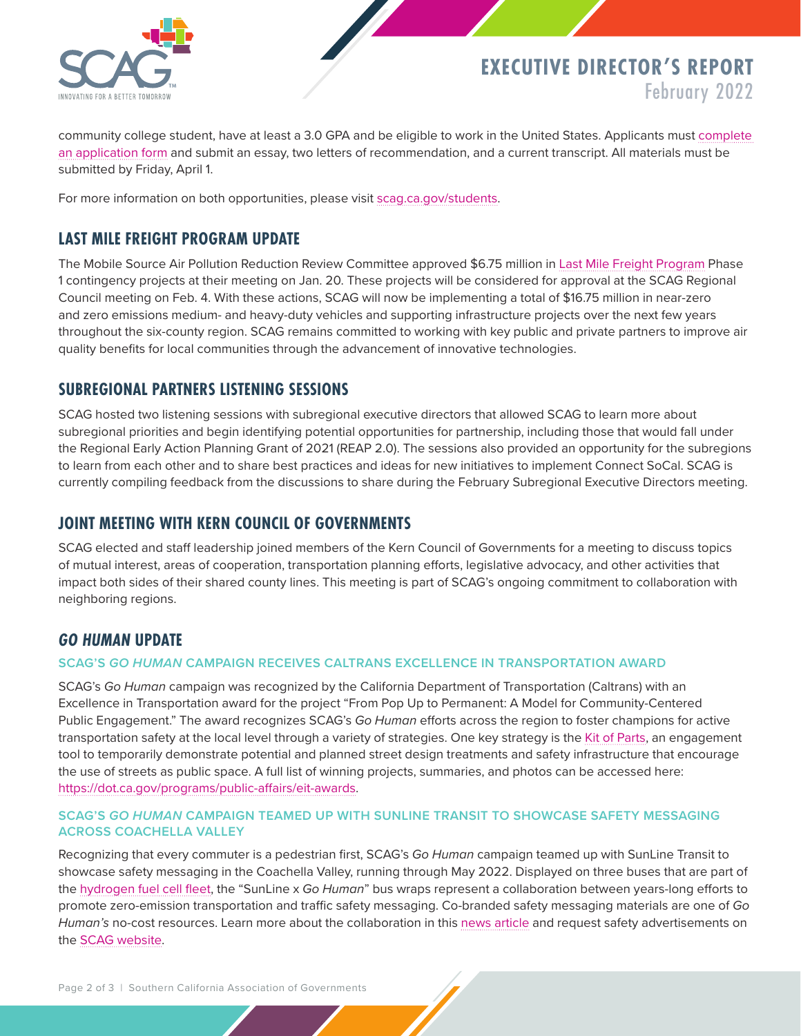community college student, have at least a 3.0 GPA and be eligible to work in the United States. Applicants must complete an application form and submit an essay, two letters of recommendation, and a current transcript. All materials must be submitted by Friday, April 1.

For more information on both opportunities, please visit scag.ca.gov/students.

## LAST MILE FREIGHT PROGRAM UPDATE

The Mobile Source Air Pollution Reduction Review Committee approved $6.75 million in Last Mile Freight Program Phase 1 contingency projects at their meeting on Jan. 20. These projects will be considered for approval at the SCAG Regional Council meeting on Feb. 4. With these actions, SCAG will now be implementing a total of $16.75 million in near-zero and zero emissions medium- and heavy-duty vehicles and supporting infrastructure projects over the next few years throughout the six-county region. SCAG remains committed to working with key public and private partners to improve air quality benefits for local communities through the advancement of innovative technologies.

## SUBREGIONAL PARTNERS LISTENING SESSIONS

SCAG hosted two listening sessions with subregional executive directors that allowed SCAG to learn more about subregional priorities and begin identifying potential opportunities for partnership, including those that would fall under the Regional Early Action Planning Grant of 2021 (REAP 2.0). The sessions also provided an opportunity for the subregions to learn from each other and to share best practices and ideas for new initiatives to implement Connect SoCal. SCAG is currently compiling feedback from the discussions to share during the February Subregional Executive Directors meeting.

## JOINT MEETING WITH KERN COUNCIL OF GOVERNMENTS

SCAG elected and staff leadership joined members of the Kern Council of Governments for a meeting to discuss topics of mutual interest, areas of cooperation, transportation planning efforts, legislative advocacy, and other activities that impact both sides of their shared county lines. This meeting is part of SCAG's ongoing commitment to collaboration with neighboring regions.

## *GO HUMAN* UPDATE

### SCAG'S *GO HUMAN* CAMPAIGN RECEIVES CALTRANS EXCELLENCE IN TRANSPORTATION AWARD

SCAG's *Go Human* campaign was recognized by the California Department of Transportation (Caltrans) with an Excellence in Transportation award for the project "From Pop Up to Permanent: A Model for Community-Centered Public Engagement." The award recognizes SCAG's *Go Human* efforts across the region to foster champions for active transportation safety at the local level through a variety of strategies. One key strategy is the Kit of Parts, an engagement tool to temporarily demonstrate potential and planned street design treatments and safety infrastructure that encourage the use of streets as public space. A full list of winning projects, summaries, and photos can be accessed here: https://dot.ca.gov/programs/public-affairs/eit-awards.

### SCAG'S *GO HUMAN* CAMPAIGN TEAMED UP WITH SUNLINE TRANSIT TO SHOWCASE SAFETY MESSAGING ACROSS COACHELLA VALLEY

Recognizing that every commuter is a pedestrian first, SCAG's *Go Human* campaign teamed up with SunLine Transit to showcase safety messaging in the Coachella Valley, running through May 2022. Displayed on three buses that are part of the hydrogen fuel cell fleet, the "SunLine x *Go Human*" bus wraps represent a collaboration between years-long efforts to promote zero-emission transportation and traffic safety messaging. Co-branded safety messaging materials are one of *Go Human's* no-cost resources. Learn more about the collaboration in this news article and request safety advertisements on the SCAG website.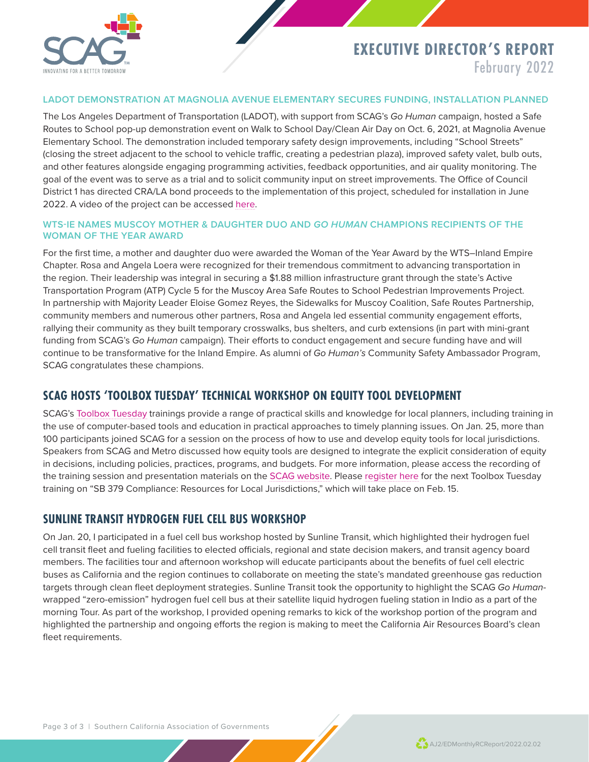## LADOT DEMONSTRATION AT MAGNOLIA AVENUE ELEMENTARY SECURES FUNDING, INSTALLATION PLANNED

The Los Angeles Department of Transportation (LADOT), with support from SCAG's *Go Human* campaign, hosted a Safe Routes to School pop-up demonstration event on Walk to School Day/Clean Air Day on Oct. 6, 2021, at Magnolia Avenue Elementary School. The demonstration included temporary safety design improvements, including "School Streets" (closing the street adjacent to the school to vehicle traffic, creating a pedestrian plaza), improved safety valet, bulb outs, and other features alongside engaging programming activities, feedback opportunities, and air quality monitoring. The goal of the event was to serve as a trial and to solicit community input on street improvements. The Office of Council District 1 has directed CRA/LA bond proceeds to the implementation of this project, scheduled for installation in June 2022. A video of the project can be accessed here.

## WTS-IE NAMES MUSCOY MOTHER & DAUGHTER DUO AND *GO HUMAN* CHAMPIONS RECIPIENTS OF THE WOMAN OF THE YEAR AWARD

For the first time, a mother and daughter duo were awarded the Woman of the Year Award by the WTS–Inland Empire Chapter. Rosa and Angela Loera were recognized for their tremendous commitment to advancing transportation in the region. Their leadership was integral in securing a $1.88 million infrastructure grant through the state's Active Transportation Program (ATP) Cycle 5 for the Muscoy Area Safe Routes to School Pedestrian Improvements Project. In partnership with Majority Leader Eloise Gomez Reyes, the Sidewalks for Muscoy Coalition, Safe Routes Partnership, community members and numerous other partners, Rosa and Angela led essential community engagement efforts, rallying their community as they built temporary crosswalks, bus shelters, and curb extensions (in part with mini-grant funding from SCAG's *Go Human* campaign). Their efforts to conduct engagement and secure funding have and will continue to be transformative for the Inland Empire. As alumni of *Go Human's* Community Safety Ambassador Program, SCAG congratulates these champions.

## SCAG HOSTS 'TOOLBOX TUESDAY' TECHNICAL WORKSHOP ON EQUITY TOOL DEVELOPMENT

SCAG's Toolbox Tuesday trainings provide a range of practical skills and knowledge for local planners, including training in the use of computer-based tools and education in practical approaches to timely planning issues. On Jan. 25, more than 100 participants joined SCAG for a session on the process of how to use and develop equity tools for local jurisdictions. Speakers from SCAG and Metro discussed how equity tools are designed to integrate the explicit consideration of equity in decisions, including policies, practices, programs, and budgets. For more information, please access the recording of the training session and presentation materials on the SCAG website. Please register here for the next Toolbox Tuesday training on "SB 379 Compliance: Resources for Local Jurisdictions," which will take place on Feb. 15.

## SUNLINE TRANSIT HYDROGEN FUEL CELL BUS WORKSHOP

On Jan. 20, I participated in a fuel cell bus workshop hosted by Sunline Transit, which highlighted their hydrogen fuel cell transit fleet and fueling facilities to elected officials, regional and state decision makers, and transit agency board members. The facilities tour and afternoon workshop will educate participants about the benefits of fuel cell electric buses as California and the region continues to collaborate on meeting the state's mandated greenhouse gas reduction targets through clean fleet deployment strategies. Sunline Transit took the opportunity to highlight the SCAG *Go Human*-wrapped "zero-emission" hydrogen fuel cell bus at their satellite liquid hydrogen fueling station in Indio as a part of the morning Tour. As part of the workshop, I provided opening remarks to kick of the workshop portion of the program and highlighted the partnership and ongoing efforts the region is making to meet the California Air Resources Board's clean fleet requirements.